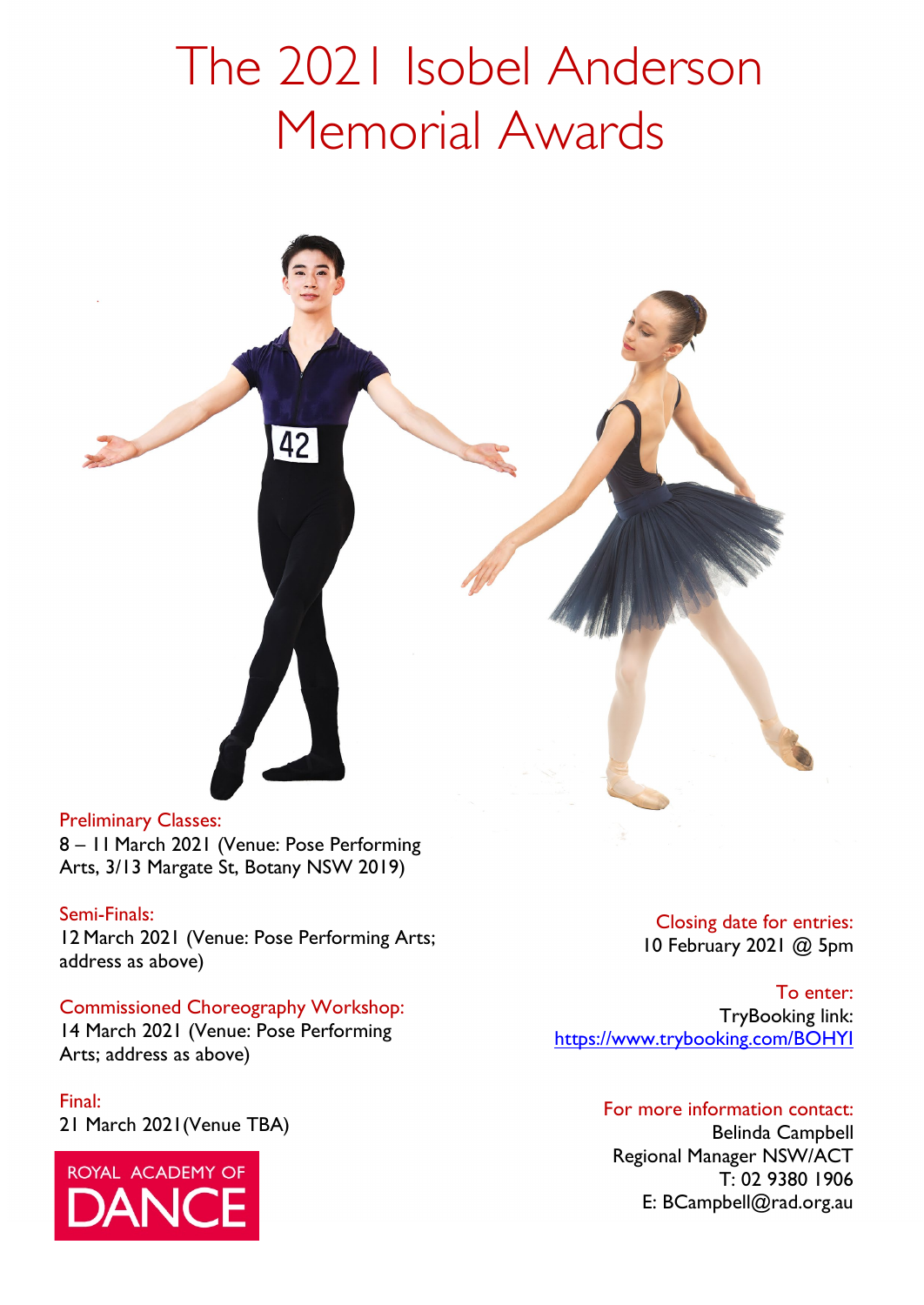# The 2021 Isobel Anderson Memorial Awards

**Preliminary Classes:**
8 – 11 March 2021 (Venue: Pose Performing Arts, 3/13 Margate St, Botany NSW 2019)

**Semi-Finals:**
12 March 2021 (Venue: Pose Performing Arts; address as above)

**Commissioned Choreography Workshop:**
14 March 2021 (Venue: Pose Performing Arts; address as above)

**Final:**
21 March 2021 (Venue TBA)

ROYAL ACADEMY OF DANCE

**Closing date for entries:**
10 February 2021 @ 5pm

**To enter:**
TryBooking link:
https://www.trybooking.com/BOHYI

**For more information contact:**
Belinda Campbell
Regional Manager NSW/ACT
T: 02 9380 1906
E: BCampbell@rad.org.au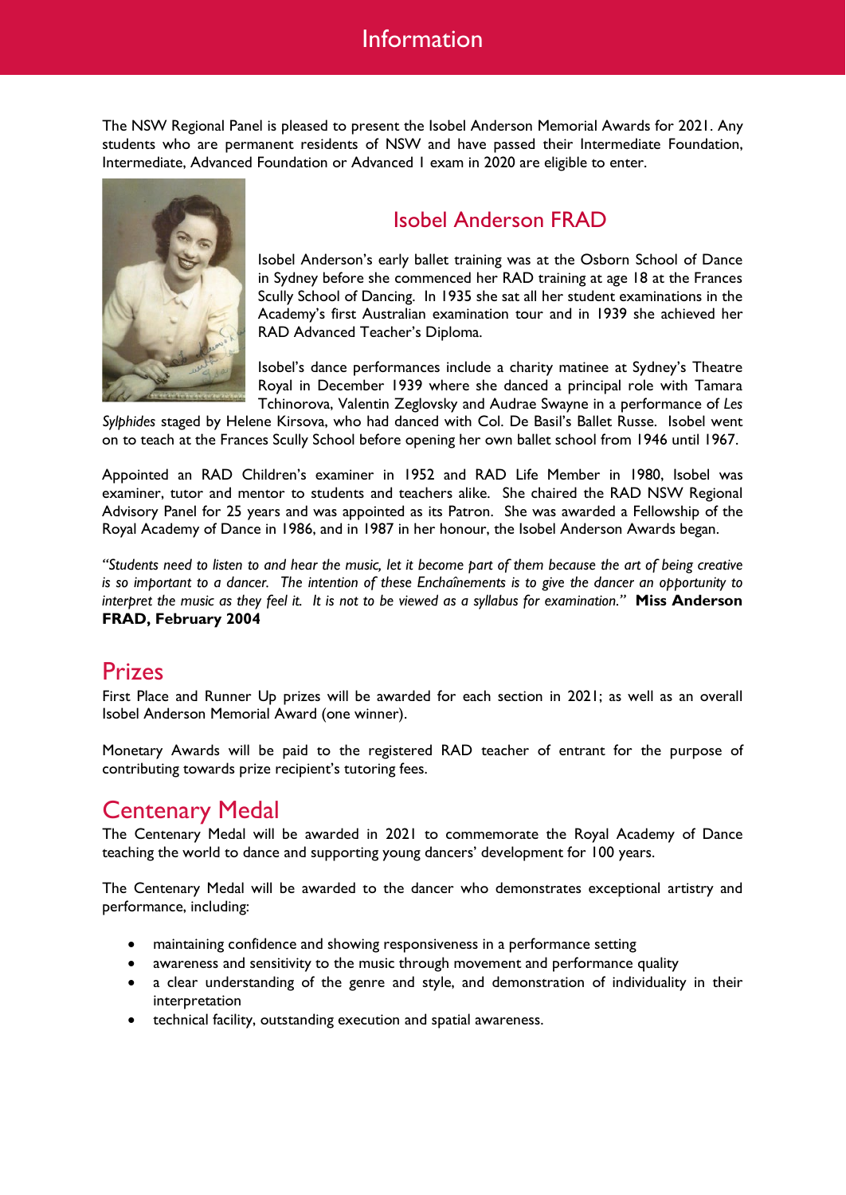# Information

The NSW Regional Panel is pleased to present the Isobel Anderson Memorial Awards for 2021. Any students who are permanent residents of NSW and have passed their Intermediate Foundation, Intermediate, Advanced Foundation or Advanced 1 exam in 2020 are eligible to enter.

## Isobel Anderson FRAD

Isobel Anderson's early ballet training was at the Osborn School of Dance in Sydney before she commenced her RAD training at age 18 at the Frances Scully School of Dancing. In 1935 she sat all her student examinations in the Academy's first Australian examination tour and in 1939 she achieved her RAD Advanced Teacher's Diploma.

Isobel's dance performances include a charity matinee at Sydney's Theatre Royal in December 1939 where she danced a principal role with Tamara Tchinorova, Valentin Zeglovsky and Audrae Swayne in a performance of *Les Sylphides* staged by Helene Kirsova, who had danced with Col. De Basil's Ballet Russe. Isobel went on to teach at the Frances Scully School before opening her own ballet school from 1946 until 1967.

Appointed an RAD Children's examiner in 1952 and RAD Life Member in 1980, Isobel was examiner, tutor and mentor to students and teachers alike. She chaired the RAD NSW Regional Advisory Panel for 25 years and was appointed as its Patron. She was awarded a Fellowship of the Royal Academy of Dance in 1986, and in 1987 in her honour, the Isobel Anderson Awards began.

*"Students need to listen to and hear the music, let it become part of them because the art of being creative is so important to a dancer. The intention of these Enchaînements is to give the dancer an opportunity to interpret the music as they feel it. It is not to be viewed as a syllabus for examination."* **Miss Anderson FRAD, February 2004**

## Prizes

First Place and Runner Up prizes will be awarded for each section in 2021; as well as an overall Isobel Anderson Memorial Award (one winner).

Monetary Awards will be paid to the registered RAD teacher of entrant for the purpose of contributing towards prize recipient's tutoring fees.

## Centenary Medal

The Centenary Medal will be awarded in 2021 to commemorate the Royal Academy of Dance teaching the world to dance and supporting young dancers' development for 100 years.

The Centenary Medal will be awarded to the dancer who demonstrates exceptional artistry and performance, including:

- maintaining confidence and showing responsiveness in a performance setting
- awareness and sensitivity to the music through movement and performance quality
- a clear understanding of the genre and style, and demonstration of individuality in their interpretation
- technical facility, outstanding execution and spatial awareness.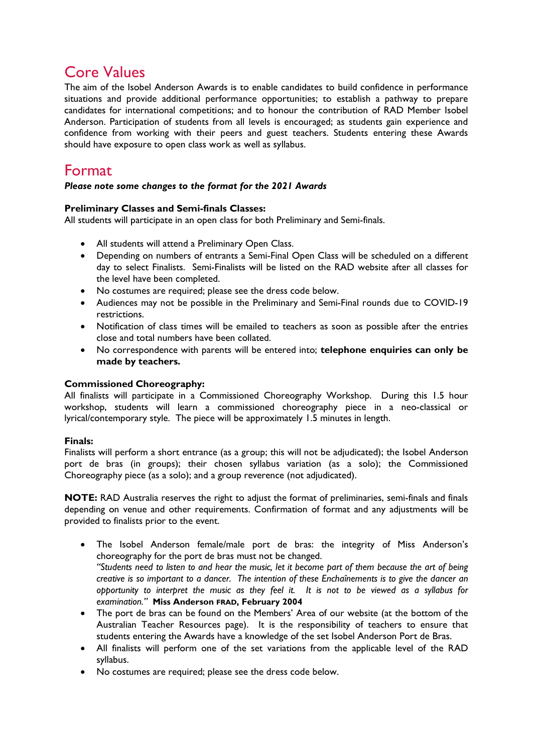# Core Values

The aim of the Isobel Anderson Awards is to enable candidates to build confidence in performance situations and provide additional performance opportunities; to establish a pathway to prepare candidates for international competitions; and to honour the contribution of RAD Member Isobel Anderson. Participation of students from all levels is encouraged; as students gain experience and confidence from working with their peers and guest teachers. Students entering these Awards should have exposure to open class work as well as syllabus.

# Format

***Please note some changes to the format for the 2021 Awards***

**Preliminary Classes and Semi-finals Classes:**
All students will participate in an open class for both Preliminary and Semi-finals.

- All students will attend a Preliminary Open Class.
- Depending on numbers of entrants a Semi-Final Open Class will be scheduled on a different day to select Finalists. Semi-Finalists will be listed on the RAD website after all classes for the level have been completed.
- No costumes are required; please see the dress code below.
- Audiences may not be possible in the Preliminary and Semi-Final rounds due to COVID-19 restrictions.
- Notification of class times will be emailed to teachers as soon as possible after the entries close and total numbers have been collated.
- No correspondence with parents will be entered into; **telephone enquiries can only be made by teachers.**

**Commissioned Choreography:**
All finalists will participate in a Commissioned Choreography Workshop. During this 1.5 hour workshop, students will learn a commissioned choreography piece in a neo-classical or lyrical/contemporary style. The piece will be approximately 1.5 minutes in length.

**Finals:**
Finalists will perform a short entrance (as a group; this will not be adjudicated); the Isobel Anderson port de bras (in groups); their chosen syllabus variation (as a solo); the Commissioned Choreography piece (as a solo); and a group reverence (not adjudicated).

**NOTE:** RAD Australia reserves the right to adjust the format of preliminaries, semi-finals and finals depending on venue and other requirements. Confirmation of format and any adjustments will be provided to finalists prior to the event.

- The Isobel Anderson female/male port de bras: the integrity of Miss Anderson's choreography for the port de bras must not be changed.
  *"Students need to listen to and hear the music, let it become part of them because the art of being creative is so important to a dancer. The intention of these Enchaînements is to give the dancer an opportunity to interpret the music as they feel it. It is not to be viewed as a syllabus for examination."* **Miss Anderson FRAD, February 2004**
- The port de bras can be found on the Members' Area of our website (at the bottom of the Australian Teacher Resources page). It is the responsibility of teachers to ensure that students entering the Awards have a knowledge of the set Isobel Anderson Port de Bras.
- All finalists will perform one of the set variations from the applicable level of the RAD syllabus.
- No costumes are required; please see the dress code below.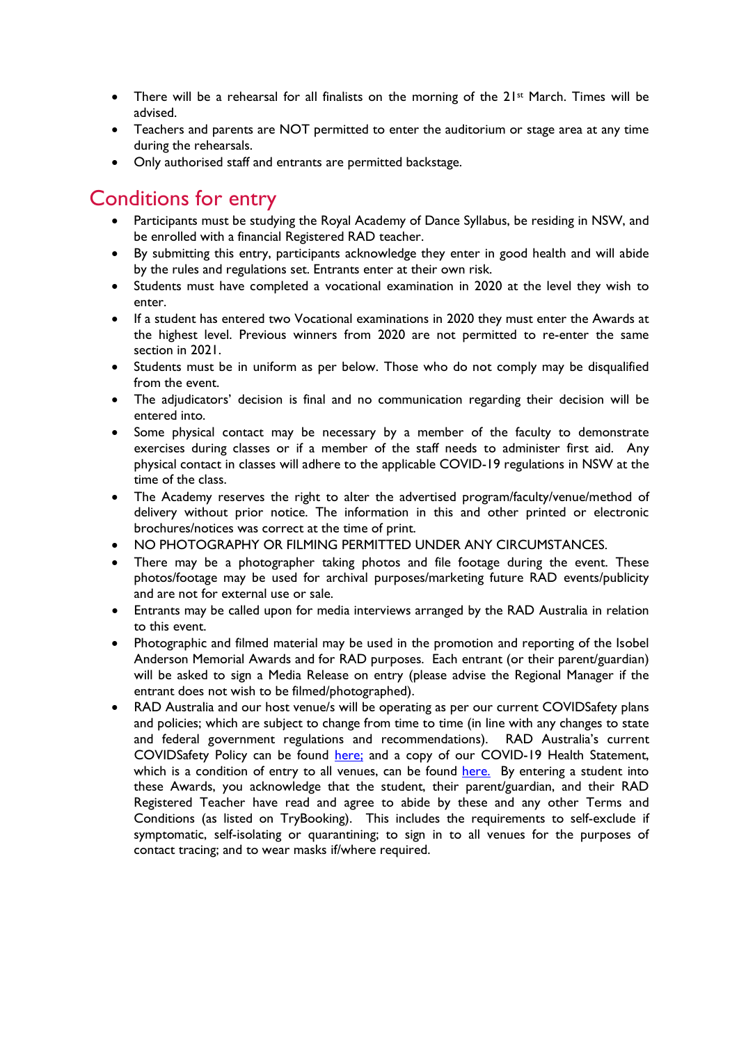- There will be a rehearsal for all finalists on the morning of the 21st March. Times will be advised.
- Teachers and parents are NOT permitted to enter the auditorium or stage area at any time during the rehearsals.
- Only authorised staff and entrants are permitted backstage.

## Conditions for entry

- Participants must be studying the Royal Academy of Dance Syllabus, be residing in NSW, and be enrolled with a financial Registered RAD teacher.
- By submitting this entry, participants acknowledge they enter in good health and will abide by the rules and regulations set. Entrants enter at their own risk.
- Students must have completed a vocational examination in 2020 at the level they wish to enter.
- If a student has entered two Vocational examinations in 2020 they must enter the Awards at the highest level. Previous winners from 2020 are not permitted to re-enter the same section in 2021.
- Students must be in uniform as per below. Those who do not comply may be disqualified from the event.
- The adjudicators' decision is final and no communication regarding their decision will be entered into.
- Some physical contact may be necessary by a member of the faculty to demonstrate exercises during classes or if a member of the staff needs to administer first aid. Any physical contact in classes will adhere to the applicable COVID-19 regulations in NSW at the time of the class.
- The Academy reserves the right to alter the advertised program/faculty/venue/method of delivery without prior notice. The information in this and other printed or electronic brochures/notices was correct at the time of print.
- NO PHOTOGRAPHY OR FILMING PERMITTED UNDER ANY CIRCUMSTANCES.
- There may be a photographer taking photos and file footage during the event. These photos/footage may be used for archival purposes/marketing future RAD events/publicity and are not for external use or sale.
- Entrants may be called upon for media interviews arranged by the RAD Australia in relation to this event.
- Photographic and filmed material may be used in the promotion and reporting of the Isobel Anderson Memorial Awards and for RAD purposes. Each entrant (or their parent/guardian) will be asked to sign a Media Release on entry (please advise the Regional Manager if the entrant does not wish to be filmed/photographed).
- RAD Australia and our host venue/s will be operating as per our current COVIDSafety plans and policies; which are subject to change from time to time (in line with any changes to state and federal government regulations and recommendations). RAD Australia's current COVIDSafety Policy can be found here; and a copy of our COVID-19 Health Statement, which is a condition of entry to all venues, can be found here. By entering a student into these Awards, you acknowledge that the student, their parent/guardian, and their RAD Registered Teacher have read and agree to abide by these and any other Terms and Conditions (as listed on TryBooking). This includes the requirements to self-exclude if symptomatic, self-isolating or quarantining; to sign in to all venues for the purposes of contact tracing; and to wear masks if/where required.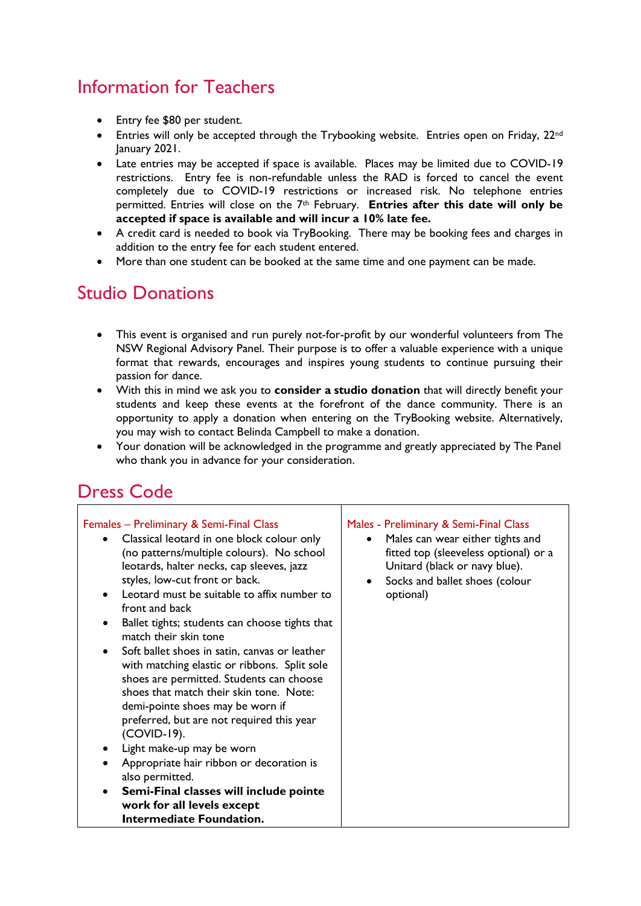## Information for Teachers

- Entry fee $80 per student.
- Entries will only be accepted through the Trybooking website. Entries open on Friday, 22nd January 2021.
- Late entries may be accepted if space is available. Places may be limited due to COVID-19 restrictions. Entry fee is non-refundable unless the RAD is forced to cancel the event completely due to COVID-19 restrictions or increased risk. No telephone entries permitted. Entries will close on the 7th February. **Entries after this date will only be accepted if space is available and will incur a 10% late fee.**
- A credit card is needed to book via TryBooking. There may be booking fees and charges in addition to the entry fee for each student entered.
- More than one student can be booked at the same time and one payment can be made.

## Studio Donations

- This event is organised and run purely not-for-profit by our wonderful volunteers from The NSW Regional Advisory Panel. Their purpose is to offer a valuable experience with a unique format that rewards, encourages and inspires young students to continue pursuing their passion for dance.
- With this in mind we ask you to **consider a studio donation** that will directly benefit your students and keep these events at the forefront of the dance community. There is an opportunity to apply a donation when entering on the TryBooking website. Alternatively, you may wish to contact Belinda Campbell to make a donation.
- Your donation will be acknowledged in the programme and greatly appreciated by The Panel who thank you in advance for your consideration.

## Dress Code

| Females – Preliminary & Semi-Final Class | Males - Preliminary & Semi-Final Class |
|---|---|
| • Classical leotard in one block colour only (no patterns/multiple colours). No school leotards, halter necks, cap sleeves, jazz styles, low-cut front or back.<br>• Leotard must be suitable to affix number to front and back<br>• Ballet tights; students can choose tights that match their skin tone<br>• Soft ballet shoes in satin, canvas or leather with matching elastic or ribbons. Split sole shoes are permitted. Students can choose shoes that match their skin tone. Note: demi-pointe shoes may be worn if preferred, but are not required this year (COVID-19).<br>• Light make-up may be worn<br>• Appropriate hair ribbon or decoration is also permitted.<br>• **Semi-Final classes will include pointe work for all levels except Intermediate Foundation.** | • Males can wear either tights and fitted top (sleeveless optional) or a Unitard (black or navy blue).<br>• Socks and ballet shoes (colour optional) |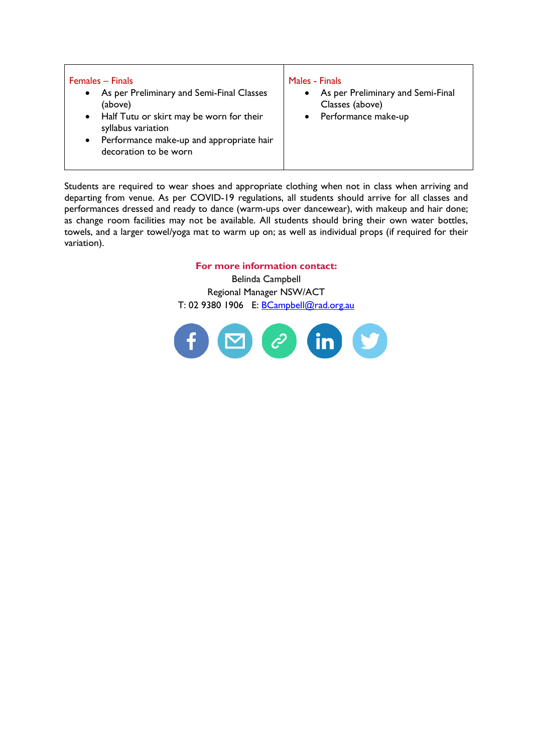| Females – Finals | Males - Finals |
|---|---|
| • As per Preliminary and Semi-Final Classes (above)<br>• Half Tutu or skirt may be worn for their syllabus variation<br>• Performance make-up and appropriate hair decoration to be worn | • As per Preliminary and Semi-Final Classes (above)<br>• Performance make-up |

Students are required to wear shoes and appropriate clothing when not in class when arriving and departing from venue. As per COVID-19 regulations, all students should arrive for all classes and performances dressed and ready to dance (warm-ups over dancewear), with makeup and hair done; as change room facilities may not be available. All students should bring their own water bottles, towels, and a larger towel/yoga mat to warm up on; as well as individual props (if required for their variation).

**For more information contact:**

Belinda Campbell

Regional Manager NSW/ACT

T: 02 9380 1906 E: BCampbell@rad.org.au